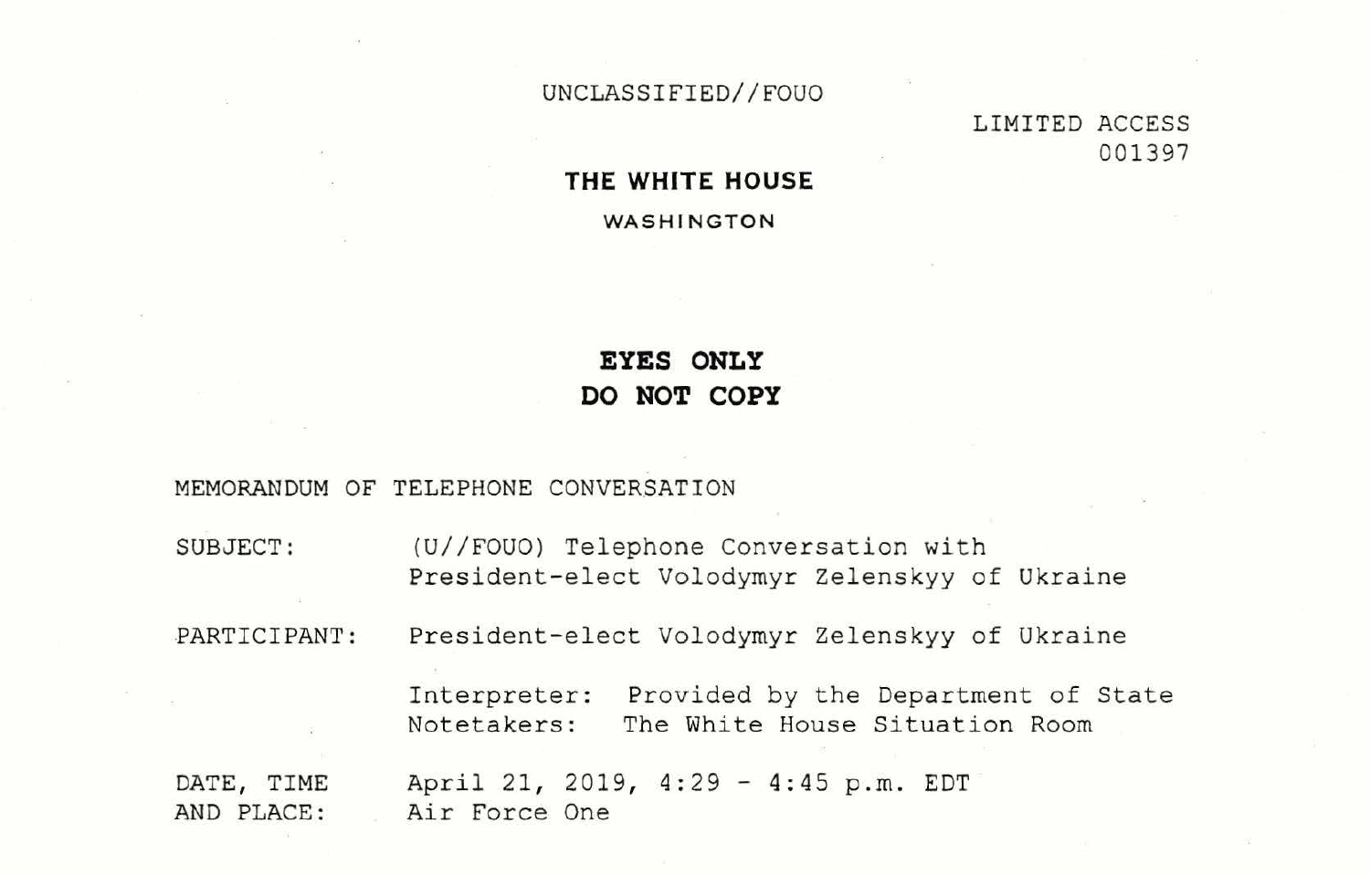UNCLASSIFIED//FOUO

LIMITED ACCESS
001397

# THE WHITE HOUSE

WASHINGTON

**EYES ONLY**
**DO NOT COPY**

MEMORANDUM OF TELEPHONE CONVERSATION

SUBJECT: (U//FOUO) Telephone Conversation with President-elect Volodymyr Zelenskyy of Ukraine

PARTICIPANT: President-elect Volodymyr Zelenskyy of Ukraine

Interpreter: Provided by the Department of State
Notetakers: The White House Situation Room

DATE, TIME AND PLACE: April 21, 2019, 4:29 - 4:45 p.m. EDT
Air Force One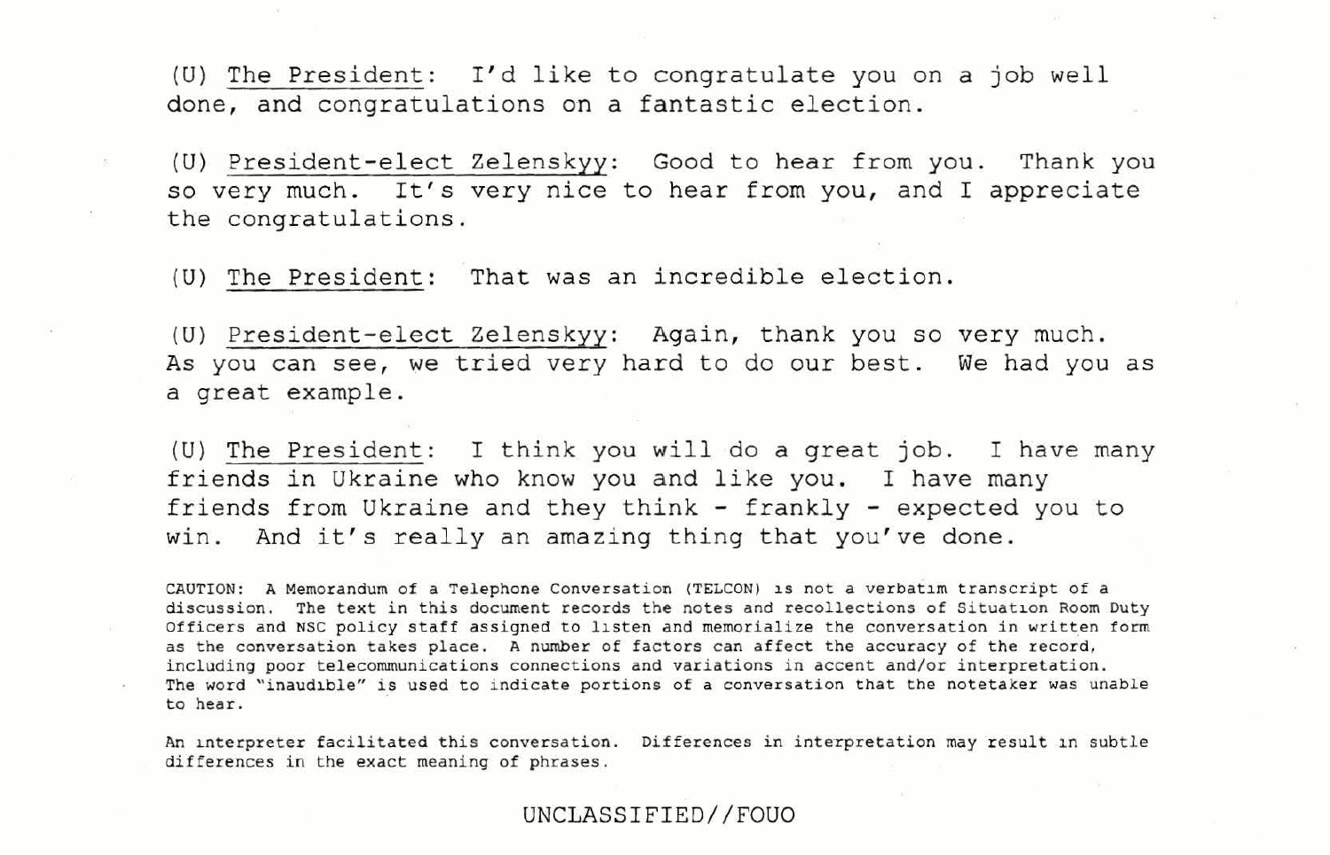(U) <u>The President</u>: I'd like to congratulate you on a job well done, and congratulations on a fantastic election.

(U) <u>President-elect Zelenskyy</u>: Good to hear from you. Thank you so very much. It's very nice to hear from you, and I appreciate the congratulations.

(U) <u>The President</u>: That was an incredible election.

(U) <u>President-elect Zelenskyy</u>: Again, thank you so very much. As you can see, we tried very hard to do our best. We had you as a great example.

(U) <u>The President</u>: I think you will do a great job. I have many friends in Ukraine who know you and like you. I have many friends from Ukraine and they think - frankly - expected you to win. And it's really an amazing thing that you've done.

CAUTION: A Memorandum of a Telephone Conversation (TELCON) is not a verbatim transcript of a discussion. The text in this document records the notes and recollections of Situation Room Duty Officers and NSC policy staff assigned to listen and memorialize the conversation in written form as the conversation takes place. A number of factors can affect the accuracy of the record, including poor telecommunications connections and variations in accent and/or interpretation. The word "inaudible" is used to indicate portions of a conversation that the notetaker was unable to hear.

An interpreter facilitated this conversation. Differences in interpretation may result in subtle differences in the exact meaning of phrases.

UNCLASSIFIED//FOUO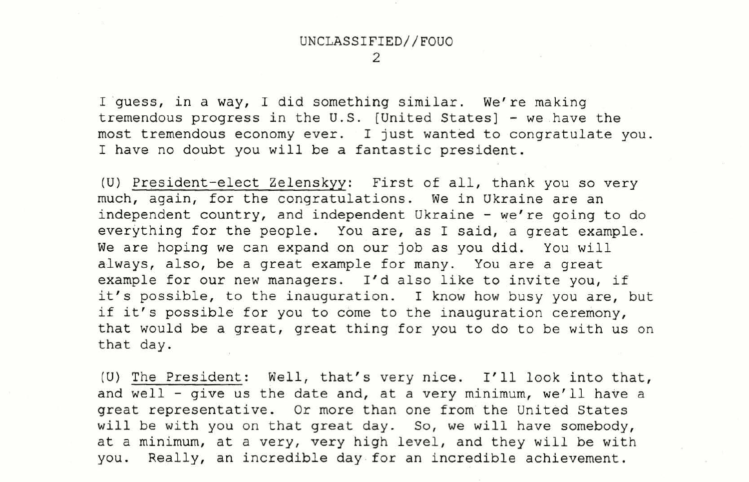I guess, in a way, I did something similar. We're making tremendous progress in the U.S. [United States] - we have the most tremendous economy ever. I just wanted to congratulate you. I have no doubt you will be a fantastic president.

(U) President-elect Zelenskyy: First of all, thank you so very much, again, for the congratulations. We in Ukraine are an independent country, and independent Ukraine - we're going to do everything for the people. You are, as I said, a great example. We are hoping we can expand on our job as you did. You will always, also, be a great example for many. You are a great example for our new managers. I'd also like to invite you, if it's possible, to the inauguration. I know how busy you are, but if it's possible for you to come to the inauguration ceremony, that would be a great, great thing for you to do to be with us on that day.

(U) The President: Well, that's very nice. I'll look into that, and well - give us the date and, at a very minimum, we'll have a great representative. Or more than one from the United States will be with you on that great day. So, we will have somebody, at a minimum, at a very, very high level, and they will be with you. Really, an incredible day for an incredible achievement.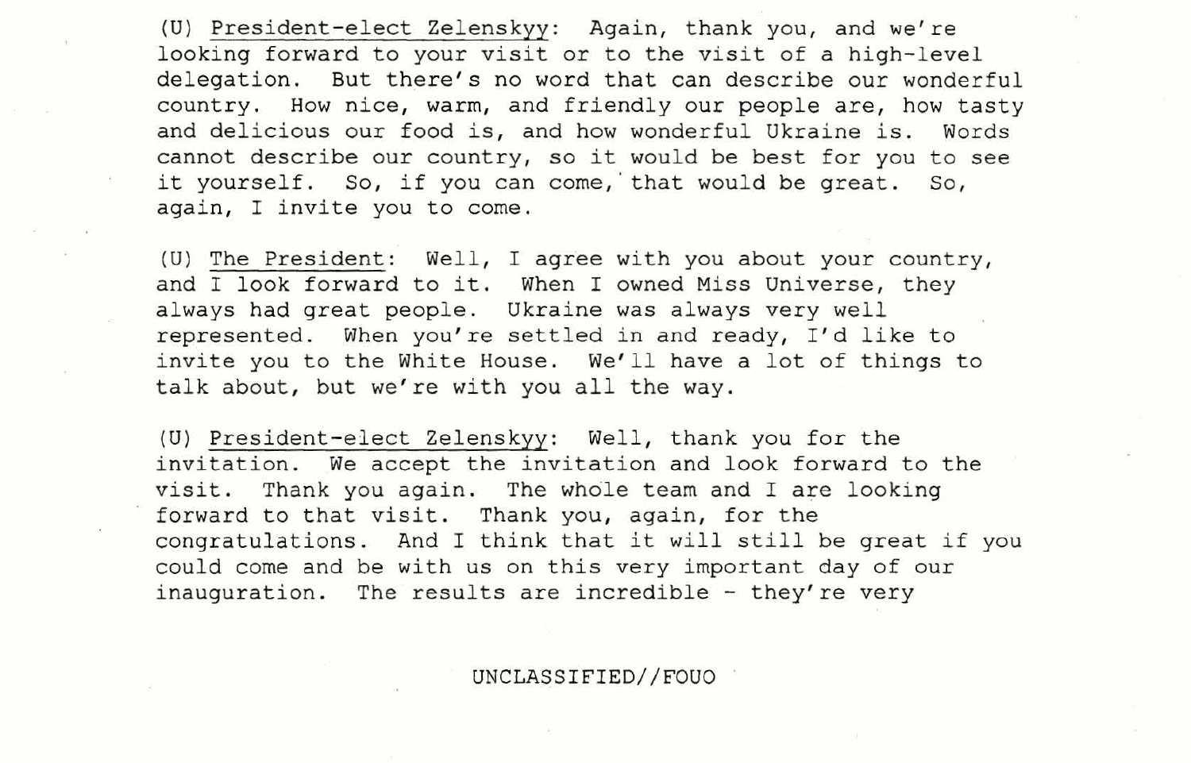(U) <u>President-elect Zelenskyy</u>: Again, thank you, and we're looking forward to your visit or to the visit of a high-level delegation. But there's no word that can describe our wonderful country. How nice, warm, and friendly our people are, how tasty and delicious our food is, and how wonderful Ukraine is. Words cannot describe our country, so it would be best for you to see it yourself. So, if you can come, that would be great. So, again, I invite you to come.

(U) <u>The President</u>: Well, I agree with you about your country, and I look forward to it. When I owned Miss Universe, they always had great people. Ukraine was always very well represented. When you're settled in and ready, I'd like to invite you to the White House. We'll have a lot of things to talk about, but we're with you all the way.

(U) <u>President-elect Zelenskyy</u>: Well, thank you for the invitation. We accept the invitation and look forward to the visit. Thank you again. The whole team and I are looking forward to that visit. Thank you, again, for the congratulations. And I think that it will still be great if you could come and be with us on this very important day of our inauguration. The results are incredible - they're very

UNCLASSIFIED//FOUO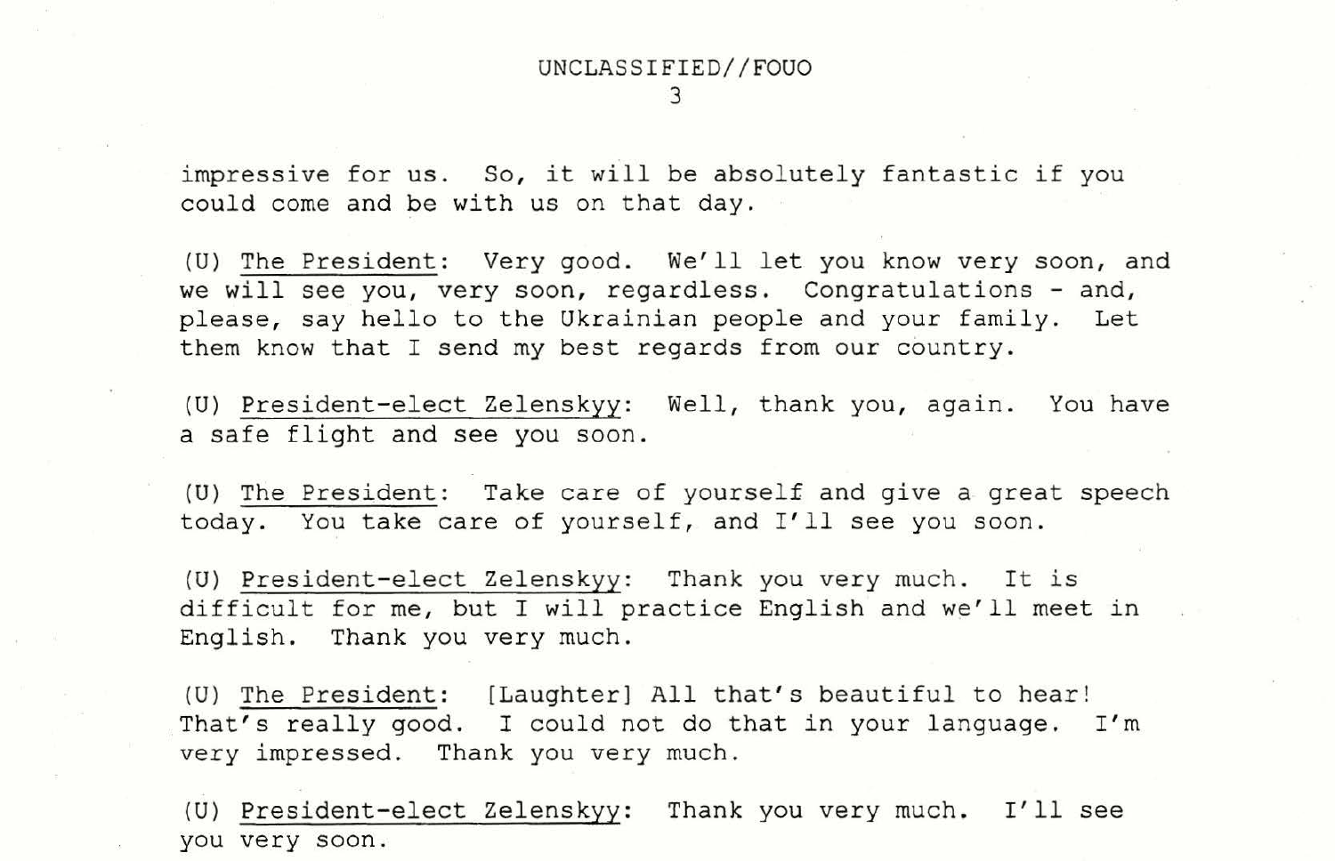impressive for us. So, it will be absolutely fantastic if you could come and be with us on that day.

(U) The President: Very good. We'll let you know very soon, and we will see you, very soon, regardless. Congratulations - and, please, say hello to the Ukrainian people and your family. Let them know that I send my best regards from our country.

(U) President-elect Zelenskyy: Well, thank you, again. You have a safe flight and see you soon.

(U) The President: Take care of yourself and give a great speech today. You take care of yourself, and I'll see you soon.

(U) President-elect Zelenskyy: Thank you very much. It is difficult for me, but I will practice English and we'll meet in English. Thank you very much.

(U) The President: [Laughter] All that's beautiful to hear! That's really good. I could not do that in your language. I'm very impressed. Thank you very much.

(U) President-elect Zelenskyy: Thank you very much. I'll see you very soon.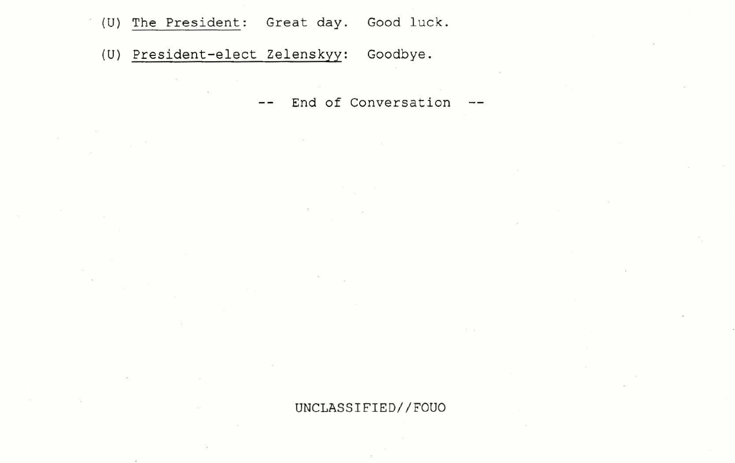(U) The President: Great day. Good luck.

(U) President-elect Zelenskyy: Goodbye.

-- End of Conversation --

UNCLASSIFIED//FOUO